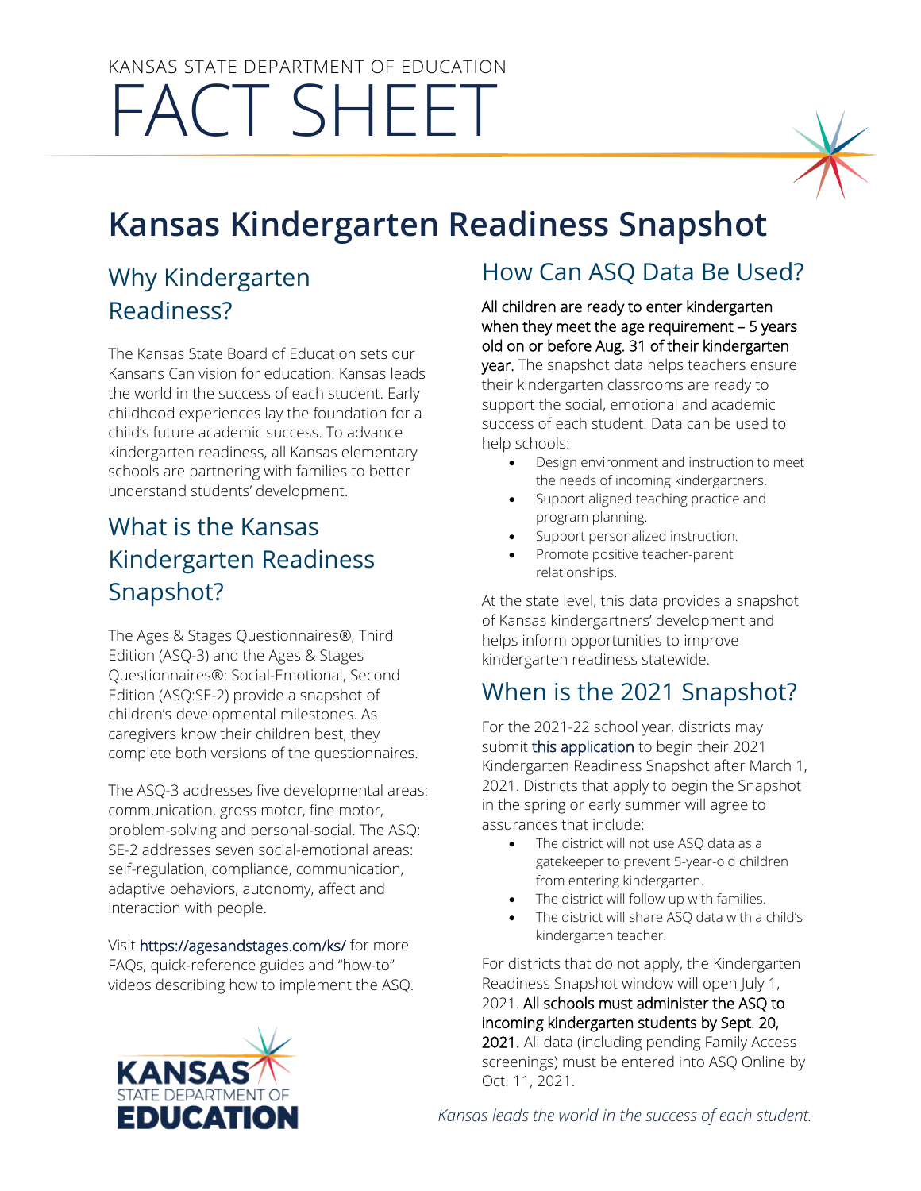KANSAS STATE DEPARTMENT OF EDUCATION

# FACT SHEET

# Kansas Kindergarten Readiness Snapshot

## Why Kindergarten Readiness?

The Kansas State Board of Education sets our Kansans Can vision for education: Kansas leads the world in the success of each student. Early childhood experiences lay the foundation for a child's future academic success. To advance kindergarten readiness, all Kansas elementary schools are partnering with families to better understand students' development.

## What is the Kansas Kindergarten Readiness Snapshot?

The Ages & Stages Questionnaires®, Third Edition (ASQ-3) and the Ages & Stages Questionnaires®: Social-Emotional, Second Edition (ASQ:SE-2) provide a snapshot of children's developmental milestones. As caregivers know their children best, they complete both versions of the questionnaires.

The ASQ-3 addresses five developmental areas: communication, gross motor, fine motor, problem-solving and personal-social. The ASQ: SE-2 addresses seven social-emotional areas: self-regulation, compliance, communication, adaptive behaviors, autonomy, affect and interaction with people.

Visit https://agesandstages.com/ks/ for more FAQs, quick-reference guides and "how-to" videos describing how to implement the ASQ.

## How Can ASQ Data Be Used?

All children are ready to enter kindergarten when they meet the age requirement – 5 years old on or before Aug. 31 of their kindergarten year. The snapshot data helps teachers ensure their kindergarten classrooms are ready to support the social, emotional and academic success of each student. Data can be used to help schools:

- Design environment and instruction to meet the needs of incoming kindergartners.
- Support aligned teaching practice and program planning.
- Support personalized instruction.
- Promote positive teacher-parent relationships.

At the state level, this data provides a snapshot of Kansas kindergartners' development and helps inform opportunities to improve kindergarten readiness statewide.

## When is the 2021 Snapshot?

For the 2021-22 school year, districts may submit this application to begin their 2021 Kindergarten Readiness Snapshot after March 1, 2021. Districts that apply to begin the Snapshot in the spring or early summer will agree to assurances that include:

- The district will not use ASQ data as a gatekeeper to prevent 5-year-old children from entering kindergarten.
- The district will follow up with families.
- The district will share ASQ data with a child's kindergarten teacher.

For districts that do not apply, the Kindergarten Readiness Snapshot window will open July 1, 2021. All schools must administer the ASQ to incoming kindergarten students by Sept. 20, 2021. All data (including pending Family Access screenings) must be entered into ASQ Online by Oct. 11, 2021.

KANSAS STATE DEPARTMENT OF EDUCATION

*Kansas leads the world in the success of each student.*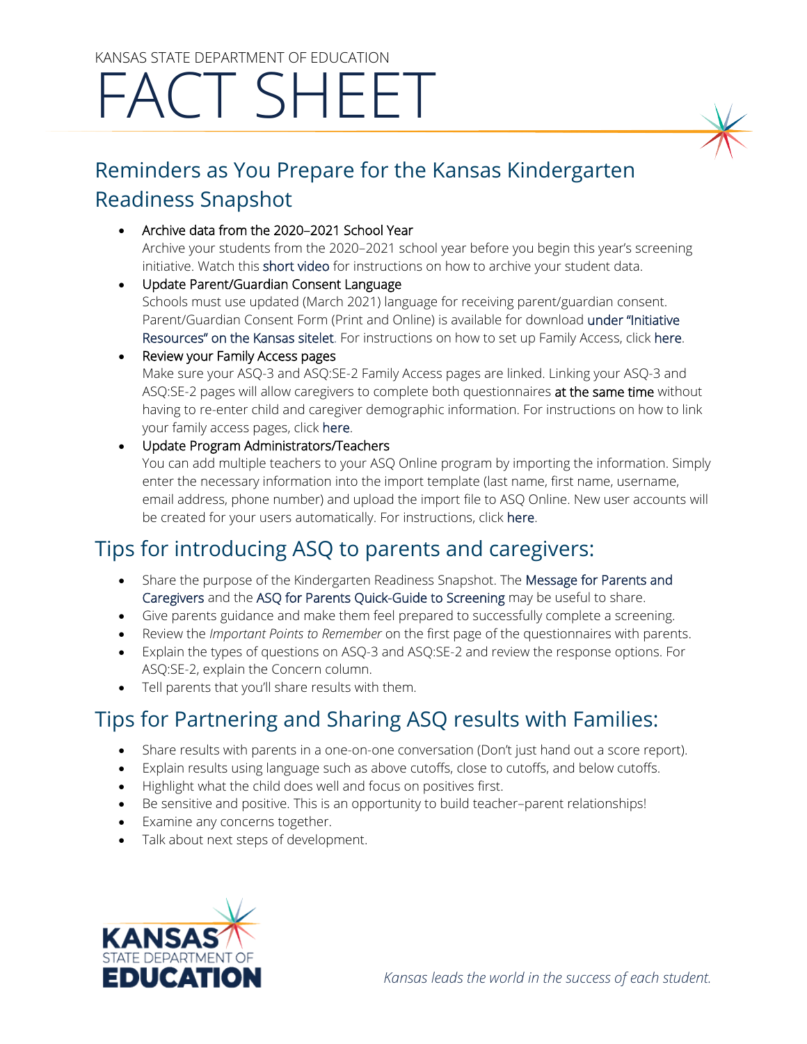KANSAS STATE DEPARTMENT OF EDUCATION

# FACT SHEET

## Reminders as You Prepare for the Kansas Kindergarten Readiness Snapshot

- Archive data from the 2020–2021 School Year
  Archive your students from the 2020–2021 school year before you begin this year's screening initiative. Watch this short video for instructions on how to archive your student data.
- Update Parent/Guardian Consent Language
  Schools must use updated (March 2021) language for receiving parent/guardian consent. Parent/Guardian Consent Form (Print and Online) is available for download under "Initiative Resources" on the Kansas sitelet. For instructions on how to set up Family Access, click here.
- Review your Family Access pages
  Make sure your ASQ-3 and ASQ:SE-2 Family Access pages are linked. Linking your ASQ-3 and ASQ:SE-2 pages will allow caregivers to complete both questionnaires at the same time without having to re-enter child and caregiver demographic information. For instructions on how to link your family access pages, click here.
- Update Program Administrators/Teachers
  You can add multiple teachers to your ASQ Online program by importing the information. Simply enter the necessary information into the import template (last name, first name, username, email address, phone number) and upload the import file to ASQ Online. New user accounts will be created for your users automatically. For instructions, click here.

## Tips for introducing ASQ to parents and caregivers:

- Share the purpose of the Kindergarten Readiness Snapshot. The Message for Parents and Caregivers and the ASQ for Parents Quick-Guide to Screening may be useful to share.
- Give parents guidance and make them feel prepared to successfully complete a screening.
- Review the *Important Points to Remember* on the first page of the questionnaires with parents.
- Explain the types of questions on ASQ-3 and ASQ:SE-2 and review the response options. For ASQ:SE-2, explain the Concern column.
- Tell parents that you'll share results with them.

## Tips for Partnering and Sharing ASQ results with Families:

- Share results with parents in a one-on-one conversation (Don't just hand out a score report).
- Explain results using language such as above cutoffs, close to cutoffs, and below cutoffs.
- Highlight what the child does well and focus on positives first.
- Be sensitive and positive. This is an opportunity to build teacher–parent relationships!
- Examine any concerns together.
- Talk about next steps of development.

KANSAS STATE DEPARTMENT OF EDUCATION

*Kansas leads the world in the success of each student.*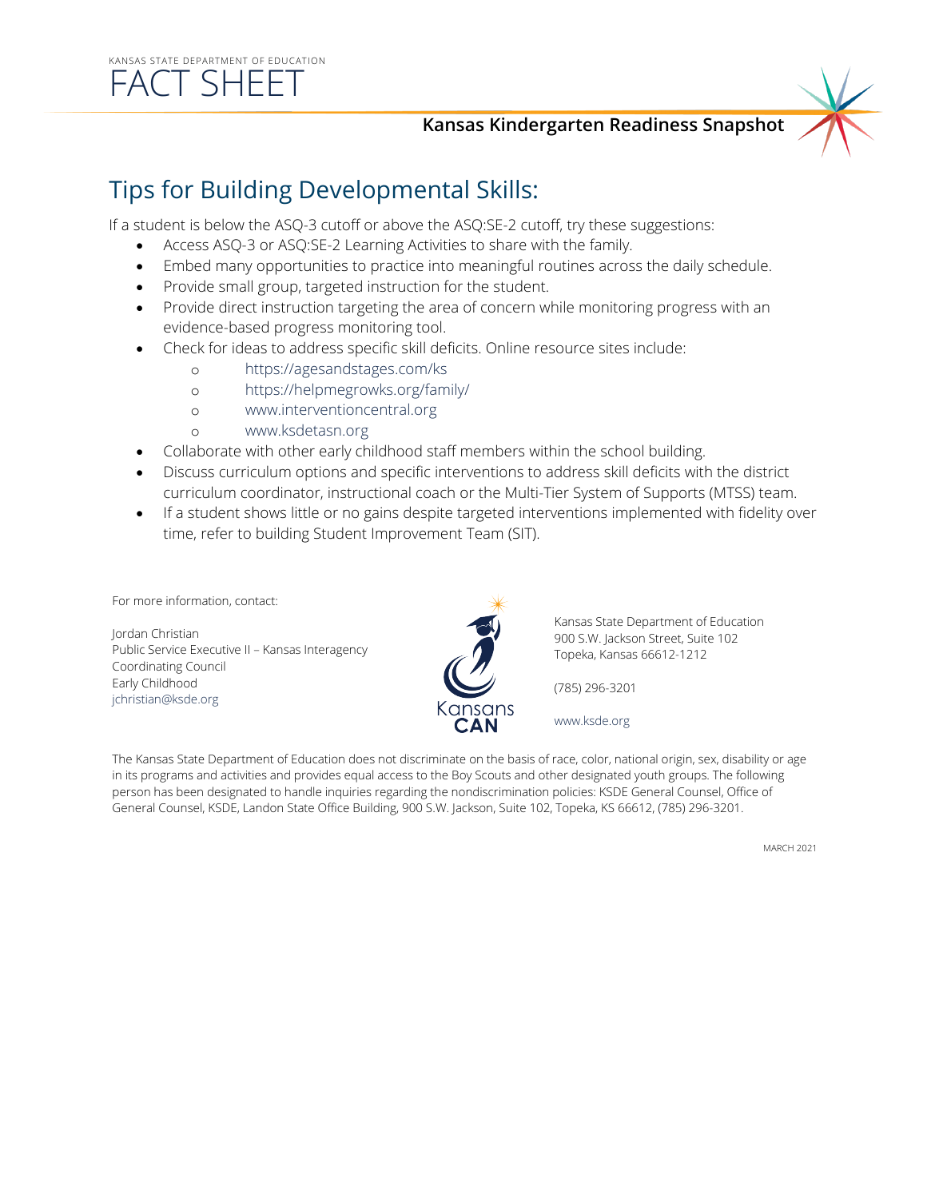KANSAS STATE DEPARTMENT OF EDUCATION

# FACT SHEET

**Kansas Kindergarten Readiness Snapshot**

## Tips for Building Developmental Skills:

If a student is below the ASQ-3 cutoff or above the ASQ:SE-2 cutoff, try these suggestions:

- Access ASQ-3 or ASQ:SE-2 Learning Activities to share with the family.
- Embed many opportunities to practice into meaningful routines across the daily schedule.
- Provide small group, targeted instruction for the student.
- Provide direct instruction targeting the area of concern while monitoring progress with an evidence-based progress monitoring tool.
- Check for ideas to address specific skill deficits. Online resource sites include:
    - https://agesandstages.com/ks
    - https://helpmegrowks.org/family/
    - www.interventioncentral.org
    - www.ksdetasn.org
- Collaborate with other early childhood staff members within the school building.
- Discuss curriculum options and specific interventions to address skill deficits with the district curriculum coordinator, instructional coach or the Multi-Tier System of Supports (MTSS) team.
- If a student shows little or no gains despite targeted interventions implemented with fidelity over time, refer to building Student Improvement Team (SIT).

For more information, contact:

Jordan Christian
Public Service Executive II – Kansas Interagency Coordinating Council
Early Childhood
jchristian@ksde.org

Kansans CAN

Kansas State Department of Education
900 S.W. Jackson Street, Suite 102
Topeka, Kansas 66612-1212

(785) 296-3201

www.ksde.org

The Kansas State Department of Education does not discriminate on the basis of race, color, national origin, sex, disability or age in its programs and activities and provides equal access to the Boy Scouts and other designated youth groups. The following person has been designated to handle inquiries regarding the nondiscrimination policies: KSDE General Counsel, Office of General Counsel, KSDE, Landon State Office Building, 900 S.W. Jackson, Suite 102, Topeka, KS 66612, (785) 296-3201.

MARCH 2021